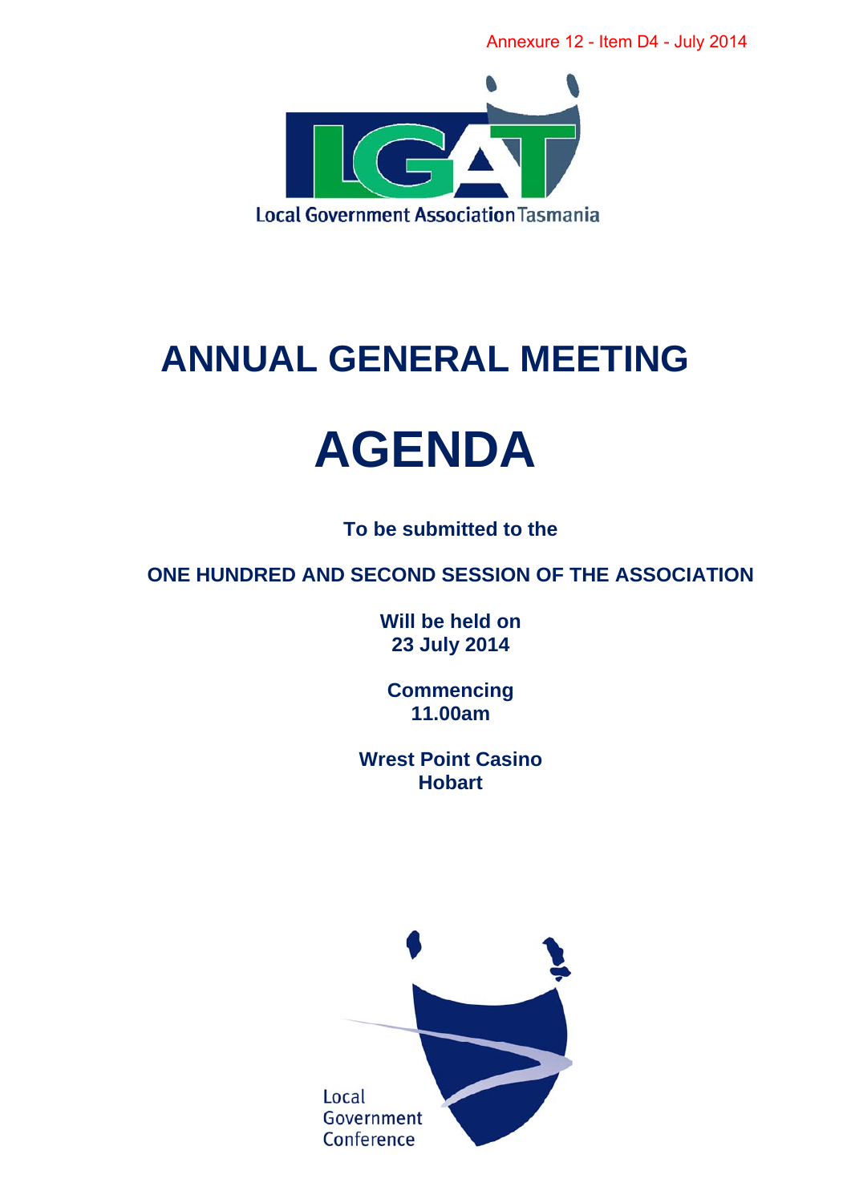Annexure 12 - Item D4 - July 2014

Local Government Association Tasmania

# ANNUAL GENERAL MEETING

# AGENDA

**To be submitted to the**

**ONE HUNDRED AND SECOND SESSION OF THE ASSOCIATION**

**Will be held on**
**23 July 2014**

**Commencing**
**11.00am**

**Wrest Point Casino**
**Hobart**

Local
Government
Conference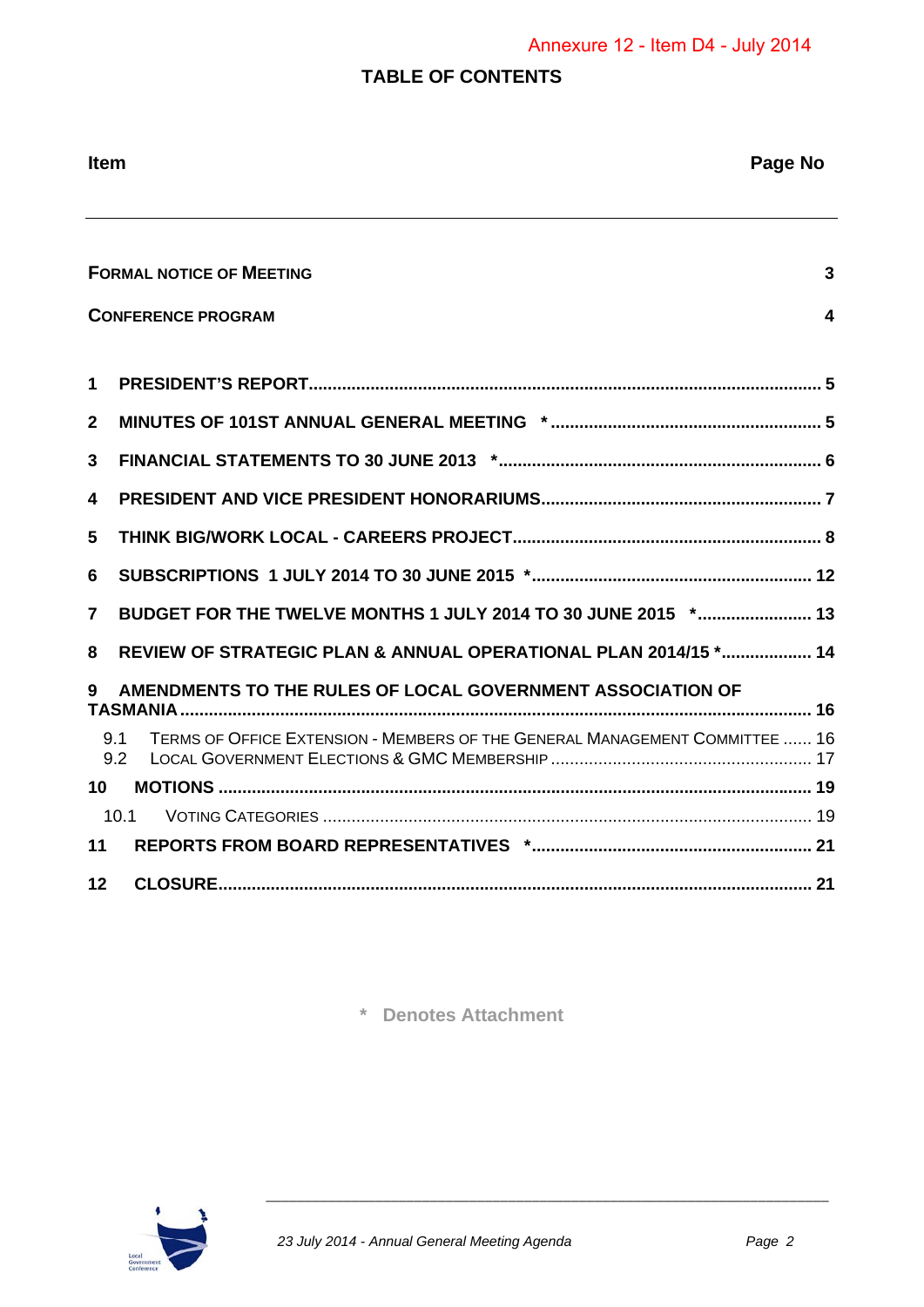Annexure 12 - Item D4 - July 2014

# TABLE OF CONTENTS

| Item | Page No |
|---|---|
| **FORMAL NOTICE OF MEETING** | **3** |
| **CONFERENCE PROGRAM** | **4** |
| **1 PRESIDENT'S REPORT** | **5** |
| **2 MINUTES OF 101ST ANNUAL GENERAL MEETING \*** | **5** |
| **3 FINANCIAL STATEMENTS TO 30 JUNE 2013 \*** | **6** |
| **4 PRESIDENT AND VICE PRESIDENT HONORARIUMS** | **7** |
| **5 THINK BIG/WORK LOCAL - CAREERS PROJECT** | **8** |
| **6 SUBSCRIPTIONS 1 JULY 2014 TO 30 JUNE 2015 \*** | **12** |
| **7 BUDGET FOR THE TWELVE MONTHS 1 JULY 2014 TO 30 JUNE 2015 \*** | **13** |
| **8 REVIEW OF STRATEGIC PLAN & ANNUAL OPERATIONAL PLAN 2014/15 \*** | **14** |
| **9 AMENDMENTS TO THE RULES OF LOCAL GOVERNMENT ASSOCIATION OF TASMANIA** | **16** |
| 9.1 Terms of Office Extension - Members of the General Management Committee | 16 |
| 9.2 Local Government Elections & GMC Membership | 17 |
| **10 MOTIONS** | **19** |
| 10.1 Voting Categories | 19 |
| **11 REPORTS FROM BOARD REPRESENTATIVES \*** | **21** |
| **12 CLOSURE** | **21** |

\* Denotes Attachment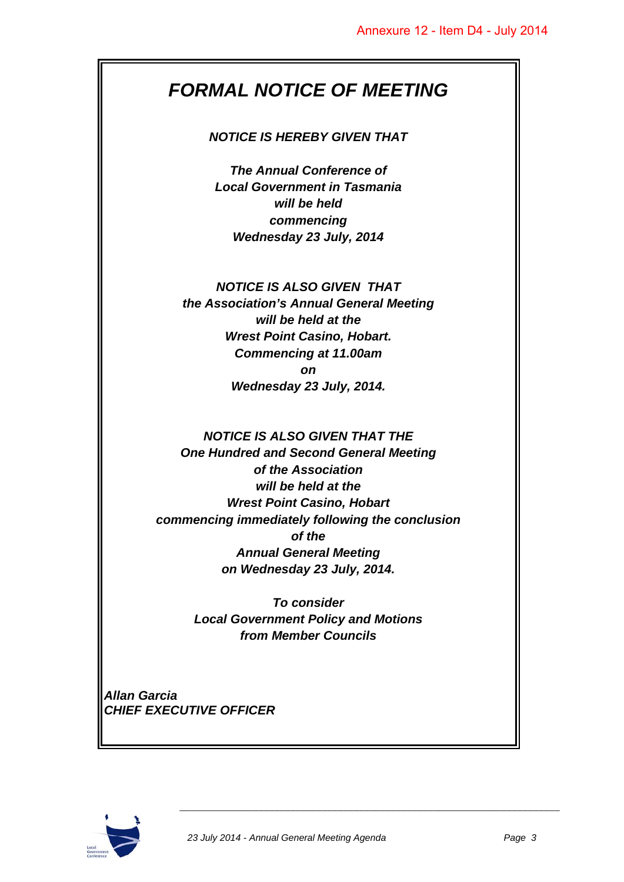# *FORMAL NOTICE OF MEETING*

***NOTICE IS HEREBY GIVEN THAT***

***The Annual Conference of
Local Government in Tasmania
will be held
commencing
Wednesday 23 July, 2014***

***NOTICE IS ALSO GIVEN THAT
the Association's Annual General Meeting
will be held at the
Wrest Point Casino, Hobart.
Commencing at 11.00am
on
Wednesday 23 July, 2014.***

***NOTICE IS ALSO GIVEN THAT THE
One Hundred and Second General Meeting
of the Association
will be held at the
Wrest Point Casino, Hobart
commencing immediately following the conclusion
of the
Annual General Meeting
on Wednesday 23 July, 2014.***

***To consider
Local Government Policy and Motions
from Member Councils***

***Allan Garcia
CHIEF EXECUTIVE OFFICER***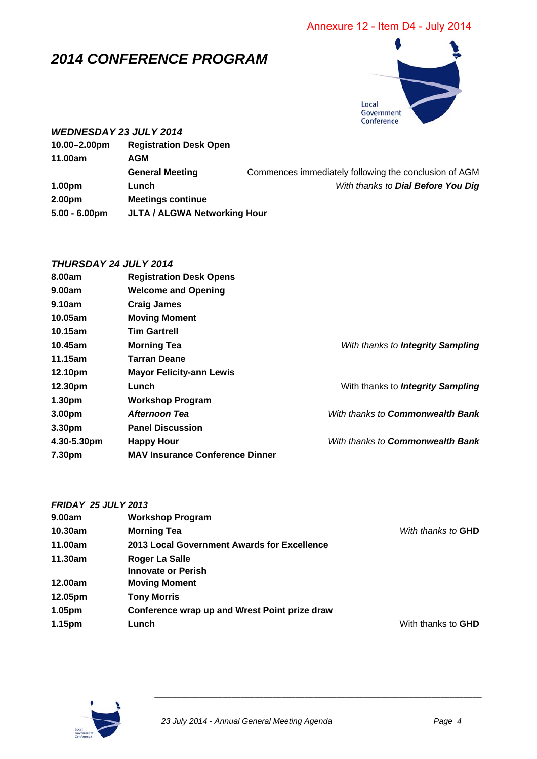Annexure 12 - Item D4 - July 2014

# *2014 CONFERENCE PROGRAM*

### *WEDNESDAY 23 JULY 2014*

| | | |
|---|---|---|
| **10.00–2.00pm** | **Registration Desk Open** | |
| **11.00am** | **AGM** | |
| | **General Meeting** | Commences immediately following the conclusion of AGM |
| **1.00pm** | **Lunch** | *With thanks to* ***Dial Before You Dig*** |
| **2.00pm** | **Meetings continue** | |
| **5.00 - 6.00pm** | **JLTA / ALGWA Networking Hour** | |

### *THURSDAY 24 JULY 2014*

| | | |
|---|---|---|
| **8.00am** | **Registration Desk Opens** | |
| **9.00am** | **Welcome and Opening** | |
| **9.10am** | **Craig James** | |
| **10.05am** | **Moving Moment** | |
| **10.15am** | **Tim Gartrell** | |
| **10.45am** | **Morning Tea** | *With thanks to* ***Integrity Sampling*** |
| **11.15am** | **Tarran Deane** | |
| **12.10pm** | **Mayor Felicity-ann Lewis** | |
| **12.30pm** | **Lunch** | With thanks to ***Integrity Sampling*** |
| **1.30pm** | **Workshop Program** | |
| **3.00pm** | ***Afternoon Tea*** | *With thanks to* ***Commonwealth Bank*** |
| **3.30pm** | **Panel Discussion** | |
| **4.30-5.30pm** | **Happy Hour** | *With thanks to* ***Commonwealth Bank*** |
| **7.30pm** | **MAV Insurance Conference Dinner** | |

### *FRIDAY 25 JULY 2013*

| | | |
|---|---|---|
| **9.00am** | **Workshop Program** | |
| **10.30am** | **Morning Tea** | *With thanks to* **GHD** |
| **11.00am** | **2013 Local Government Awards for Excellence** | |
| **11.30am** | **Roger La Salle**<br>**Innovate or Perish** | |
| **12.00am** | **Moving Moment** | |
| **12.05pm** | **Tony Morris** | |
| **1.05pm** | **Conference wrap up and Wrest Point prize draw** | |
| **1.15pm** | **Lunch** | With thanks to **GHD** |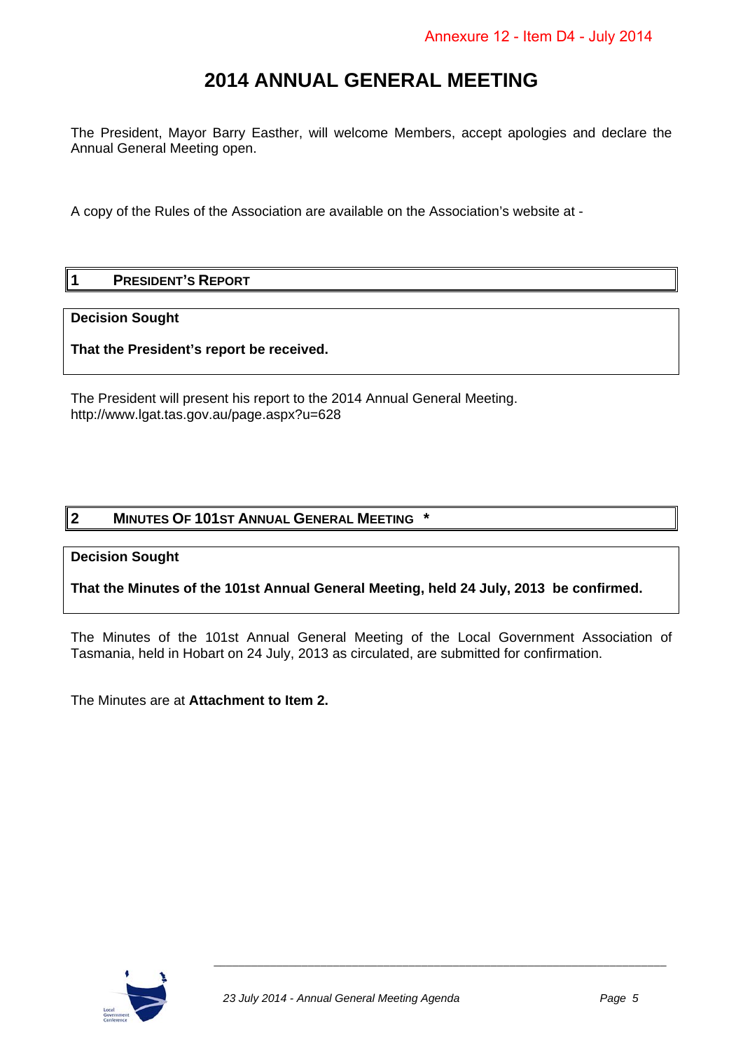Annexure 12 - Item D4 - July 2014

# 2014 ANNUAL GENERAL MEETING

The President, Mayor Barry Easther, will welcome Members, accept apologies and declare the Annual General Meeting open.

A copy of the Rules of the Association are available on the Association's website at -

## 1 PRESIDENT'S REPORT

**Decision Sought**

**That the President's report be received.**

The President will present his report to the 2014 Annual General Meeting.
http://www.lgat.tas.gov.au/page.aspx?u=628

## 2 MINUTES OF 101ST ANNUAL GENERAL MEETING *

**Decision Sought**

**That the Minutes of the 101st Annual General Meeting, held 24 July, 2013 be confirmed.**

The Minutes of the 101st Annual General Meeting of the Local Government Association of Tasmania, held in Hobart on 24 July, 2013 as circulated, are submitted for confirmation.

The Minutes are at **Attachment to Item 2.**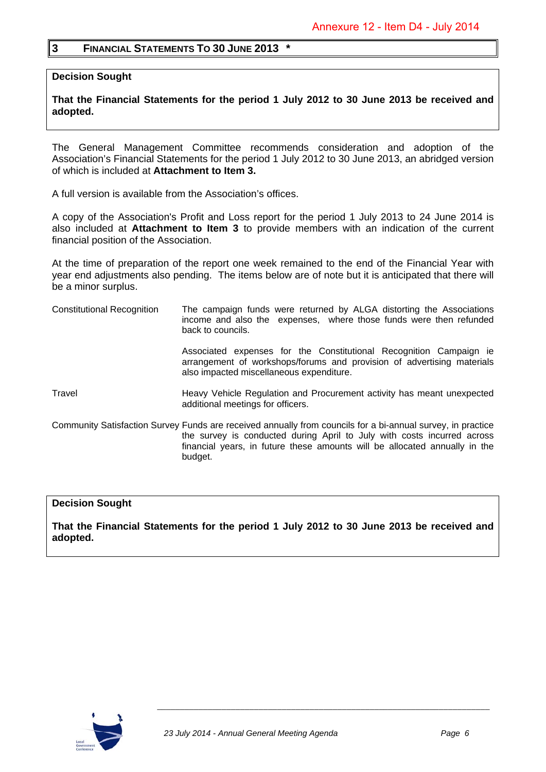Annexure 12 - Item D4 - July 2014

# 3 FINANCIAL STATEMENTS TO 30 JUNE 2013 *

**Decision Sought**

**That the Financial Statements for the period 1 July 2012 to 30 June 2013 be received and adopted.**

The General Management Committee recommends consideration and adoption of the Association's Financial Statements for the period 1 July 2012 to 30 June 2013, an abridged version of which is included at **Attachment to Item 3.**

A full version is available from the Association's offices.

A copy of the Association's Profit and Loss report for the period 1 July 2013 to 24 June 2014 is also included at **Attachment to Item 3** to provide members with an indication of the current financial position of the Association.

At the time of preparation of the report one week remained to the end of the Financial Year with year end adjustments also pending. The items below are of note but it is anticipated that there will be a minor surplus.

Constitutional Recognition: The campaign funds were returned by ALGA distorting the Associations income and also the expenses, where those funds were then refunded back to councils.

Associated expenses for the Constitutional Recognition Campaign ie arrangement of workshops/forums and provision of advertising materials also impacted miscellaneous expenditure.

Travel: Heavy Vehicle Regulation and Procurement activity has meant unexpected additional meetings for officers.

Community Satisfaction Survey: Funds are received annually from councils for a bi-annual survey, in practice the survey is conducted during April to July with costs incurred across financial years, in future these amounts will be allocated annually in the budget.

**Decision Sought**

**That the Financial Statements for the period 1 July 2012 to 30 June 2013 be received and adopted.**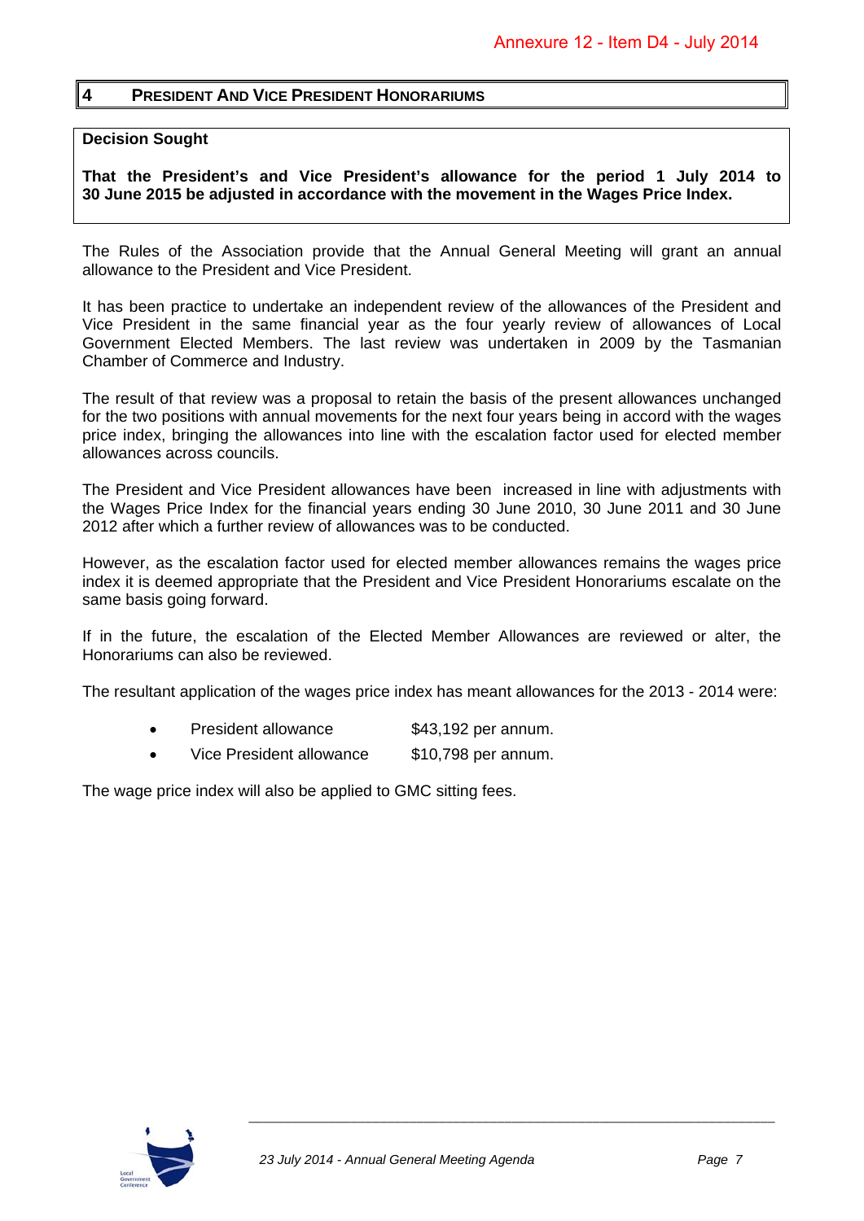Annexure 12 - Item D4 - July 2014

## 4 PRESIDENT AND VICE PRESIDENT HONORARIUMS

**Decision Sought**

**That the President's and Vice President's allowance for the period 1 July 2014 to 30 June 2015 be adjusted in accordance with the movement in the Wages Price Index.**

The Rules of the Association provide that the Annual General Meeting will grant an annual allowance to the President and Vice President.

It has been practice to undertake an independent review of the allowances of the President and Vice President in the same financial year as the four yearly review of allowances of Local Government Elected Members. The last review was undertaken in 2009 by the Tasmanian Chamber of Commerce and Industry.

The result of that review was a proposal to retain the basis of the present allowances unchanged for the two positions with annual movements for the next four years being in accord with the wages price index, bringing the allowances into line with the escalation factor used for elected member allowances across councils.

The President and Vice President allowances have been increased in line with adjustments with the Wages Price Index for the financial years ending 30 June 2010, 30 June 2011 and 30 June 2012 after which a further review of allowances was to be conducted.

However, as the escalation factor used for elected member allowances remains the wages price index it is deemed appropriate that the President and Vice President Honorariums escalate on the same basis going forward.

If in the future, the escalation of the Elected Member Allowances are reviewed or alter, the Honorariums can also be reviewed.

The resultant application of the wages price index has meant allowances for the 2013 - 2014 were:

- President allowance $43,192 per annum.
- Vice President allowance $10,798 per annum.

The wage price index will also be applied to GMC sitting fees.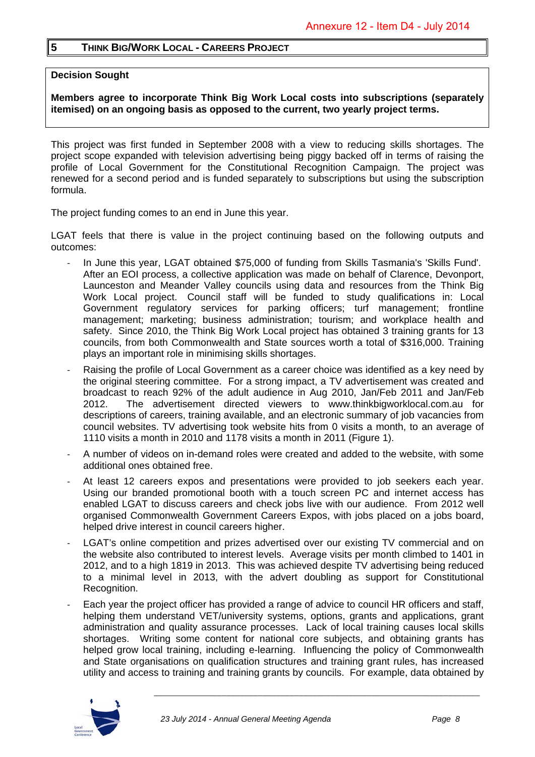## 5 THINK BIG/WORK LOCAL - CAREERS PROJECT

**Decision Sought**

**Members agree to incorporate Think Big Work Local costs into subscriptions (separately itemised) on an ongoing basis as opposed to the current, two yearly project terms.**

This project was first funded in September 2008 with a view to reducing skills shortages. The project scope expanded with television advertising being piggy backed off in terms of raising the profile of Local Government for the Constitutional Recognition Campaign. The project was renewed for a second period and is funded separately to subscriptions but using the subscription formula.

The project funding comes to an end in June this year.

LGAT feels that there is value in the project continuing based on the following outputs and outcomes:

- In June this year, LGAT obtained $75,000 of funding from Skills Tasmania's 'Skills Fund'. After an EOI process, a collective application was made on behalf of Clarence, Devonport, Launceston and Meander Valley councils using data and resources from the Think Big Work Local project. Council staff will be funded to study qualifications in: Local Government regulatory services for parking officers; turf management; frontline management; marketing; business administration; tourism; and workplace health and safety. Since 2010, the Think Big Work Local project has obtained 3 training grants for 13 councils, from both Commonwealth and State sources worth a total of $316,000. Training plays an important role in minimising skills shortages.
- Raising the profile of Local Government as a career choice was identified as a key need by the original steering committee. For a strong impact, a TV advertisement was created and broadcast to reach 92% of the adult audience in Aug 2010, Jan/Feb 2011 and Jan/Feb 2012. The advertisement directed viewers to www.thinkbigworklocal.com.au for descriptions of careers, training available, and an electronic summary of job vacancies from council websites. TV advertising took website hits from 0 visits a month, to an average of 1110 visits a month in 2010 and 1178 visits a month in 2011 (Figure 1).
- A number of videos on in-demand roles were created and added to the website, with some additional ones obtained free.
- At least 12 careers expos and presentations were provided to job seekers each year. Using our branded promotional booth with a touch screen PC and internet access has enabled LGAT to discuss careers and check jobs live with our audience. From 2012 well organised Commonwealth Government Careers Expos, with jobs placed on a jobs board, helped drive interest in council careers higher.
- LGAT's online competition and prizes advertised over our existing TV commercial and on the website also contributed to interest levels. Average visits per month climbed to 1401 in 2012, and to a high 1819 in 2013. This was achieved despite TV advertising being reduced to a minimal level in 2013, with the advert doubling as support for Constitutional Recognition.
- Each year the project officer has provided a range of advice to council HR officers and staff, helping them understand VET/university systems, options, grants and applications, grant administration and quality assurance processes. Lack of local training causes local skills shortages. Writing some content for national core subjects, and obtaining grants has helped grow local training, including e-learning. Influencing the policy of Commonwealth and State organisations on qualification structures and training grant rules, has increased utility and access to training and training grants by councils. For example, data obtained by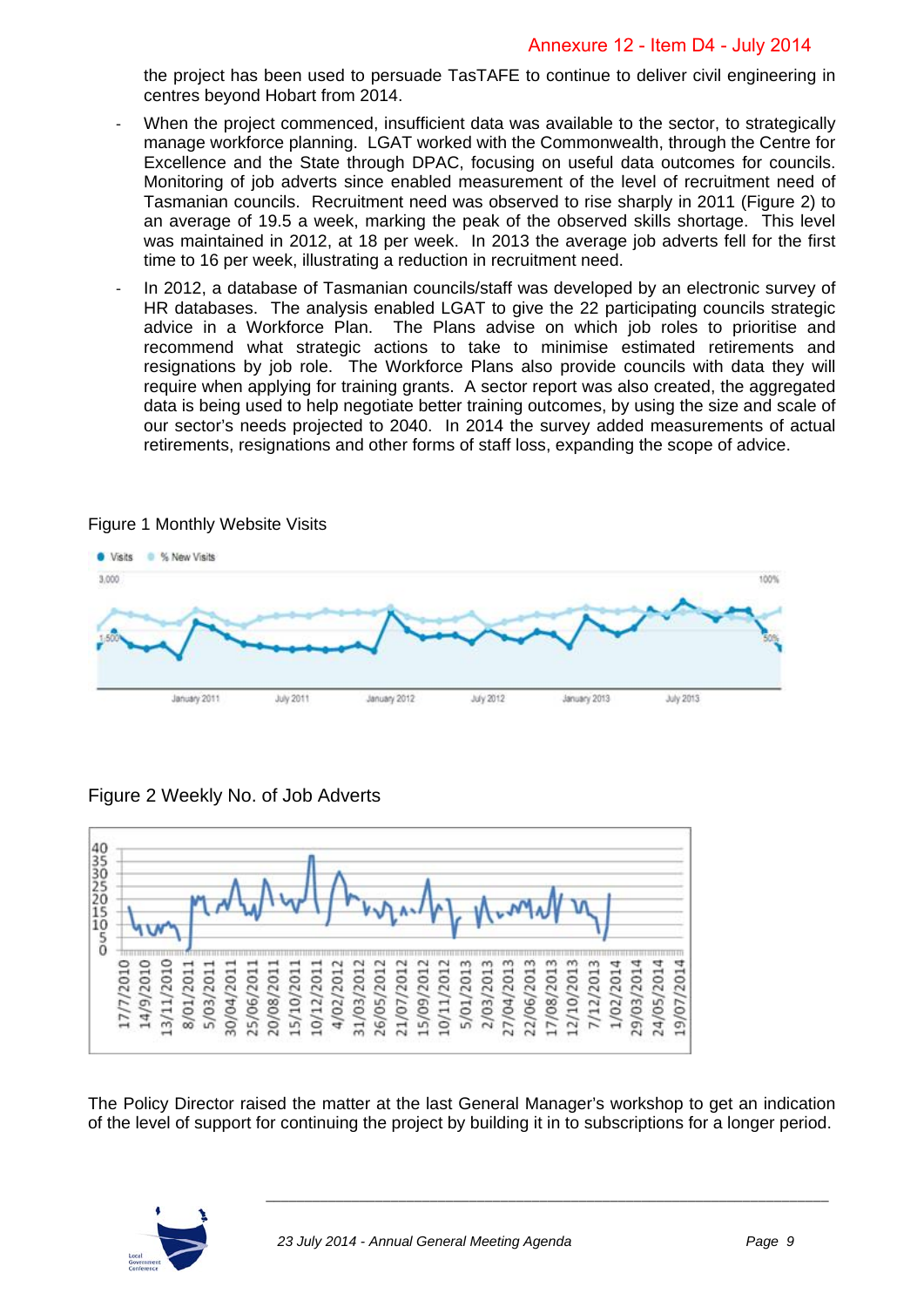the project has been used to persuade TasTAFE to continue to deliver civil engineering in centres beyond Hobart from 2014.

- When the project commenced, insufficient data was available to the sector, to strategically manage workforce planning. LGAT worked with the Commonwealth, through the Centre for Excellence and the State through DPAC, focusing on useful data outcomes for councils. Monitoring of job adverts since enabled measurement of the level of recruitment need of Tasmanian councils. Recruitment need was observed to rise sharply in 2011 (Figure 2) to an average of 19.5 a week, marking the peak of the observed skills shortage. This level was maintained in 2012, at 18 per week. In 2013 the average job adverts fell for the first time to 16 per week, illustrating a reduction in recruitment need.
- In 2012, a database of Tasmanian councils/staff was developed by an electronic survey of HR databases. The analysis enabled LGAT to give the 22 participating councils strategic advice in a Workforce Plan. The Plans advise on which job roles to prioritise and recommend what strategic actions to take to minimise estimated retirements and resignations by job role. The Workforce Plans also provide councils with data they will require when applying for training grants. A sector report was also created, the aggregated data is being used to help negotiate better training outcomes, by using the size and scale of our sector's needs projected to 2040. In 2014 the survey added measurements of actual retirements, resignations and other forms of staff loss, expanding the scope of advice.

Figure 1 Monthly Website Visits

Figure 2 Weekly No. of Job Adverts

The Policy Director raised the matter at the last General Manager's workshop to get an indication of the level of support for continuing the project by building it in to subscriptions for a longer period.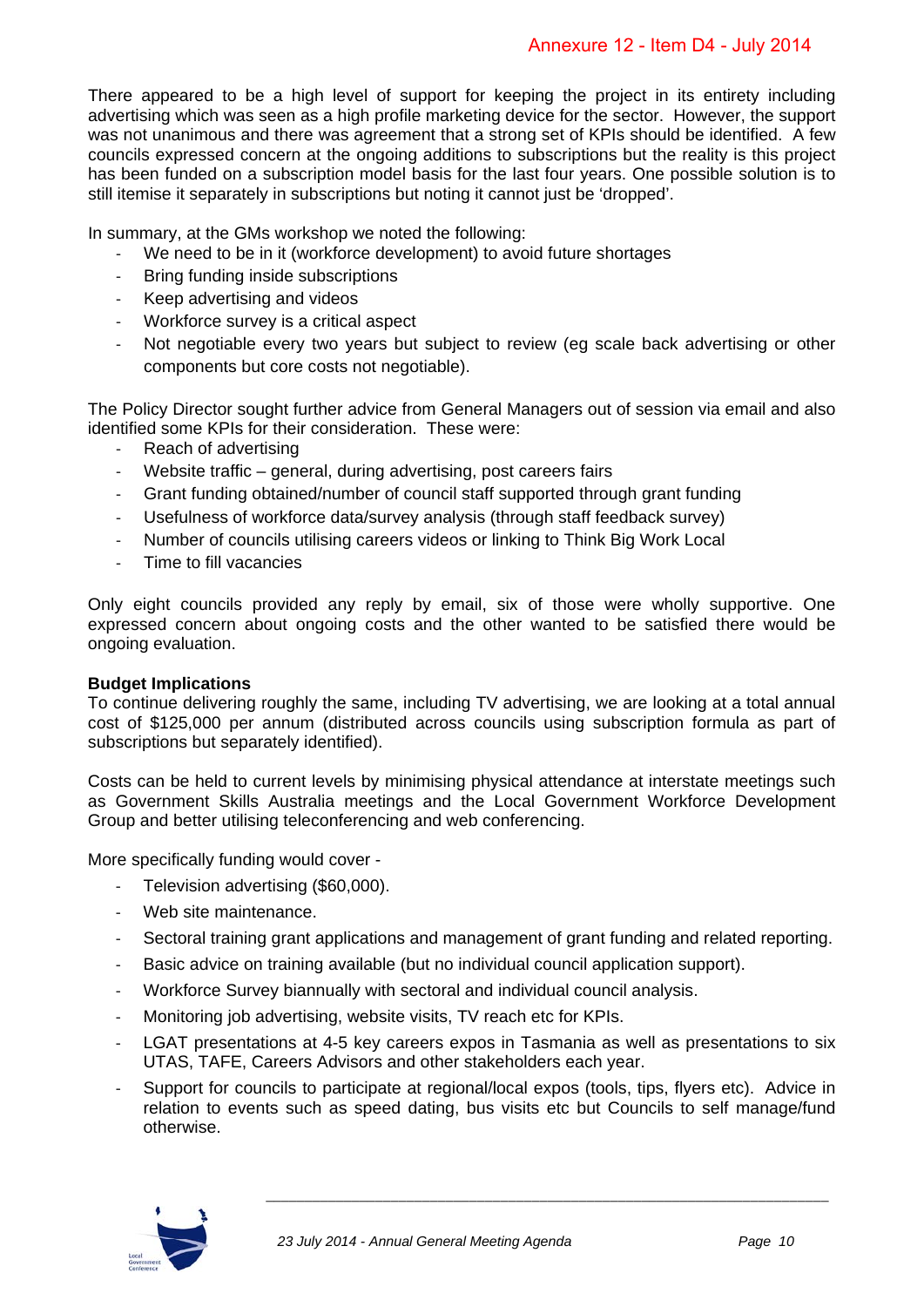There appeared to be a high level of support for keeping the project in its entirety including advertising which was seen as a high profile marketing device for the sector. However, the support was not unanimous and there was agreement that a strong set of KPIs should be identified. A few councils expressed concern at the ongoing additions to subscriptions but the reality is this project has been funded on a subscription model basis for the last four years. One possible solution is to still itemise it separately in subscriptions but noting it cannot just be 'dropped'.

In summary, at the GMs workshop we noted the following:

- We need to be in it (workforce development) to avoid future shortages
- Bring funding inside subscriptions
- Keep advertising and videos
- Workforce survey is a critical aspect
- Not negotiable every two years but subject to review (eg scale back advertising or other components but core costs not negotiable).

The Policy Director sought further advice from General Managers out of session via email and also identified some KPIs for their consideration. These were:

- Reach of advertising
- Website traffic – general, during advertising, post careers fairs
- Grant funding obtained/number of council staff supported through grant funding
- Usefulness of workforce data/survey analysis (through staff feedback survey)
- Number of councils utilising careers videos or linking to Think Big Work Local
- Time to fill vacancies

Only eight councils provided any reply by email, six of those were wholly supportive. One expressed concern about ongoing costs and the other wanted to be satisfied there would be ongoing evaluation.

**Budget Implications**

To continue delivering roughly the same, including TV advertising, we are looking at a total annual cost of $125,000 per annum (distributed across councils using subscription formula as part of subscriptions but separately identified).

Costs can be held to current levels by minimising physical attendance at interstate meetings such as Government Skills Australia meetings and the Local Government Workforce Development Group and better utilising teleconferencing and web conferencing.

More specifically funding would cover -

- Television advertising ($60,000).
- Web site maintenance.
- Sectoral training grant applications and management of grant funding and related reporting.
- Basic advice on training available (but no individual council application support).
- Workforce Survey biannually with sectoral and individual council analysis.
- Monitoring job advertising, website visits, TV reach etc for KPIs.
- LGAT presentations at 4-5 key careers expos in Tasmania as well as presentations to six UTAS, TAFE, Careers Advisors and other stakeholders each year.
- Support for councils to participate at regional/local expos (tools, tips, flyers etc). Advice in relation to events such as speed dating, bus visits etc but Councils to self manage/fund otherwise.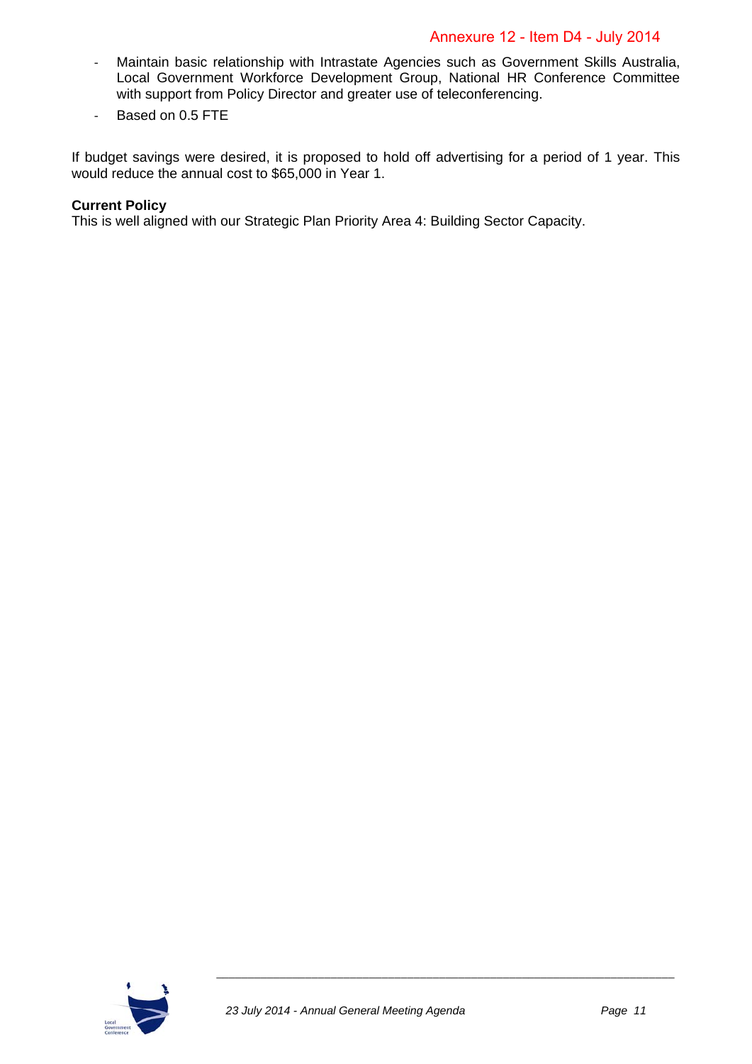- Maintain basic relationship with Intrastate Agencies such as Government Skills Australia, Local Government Workforce Development Group, National HR Conference Committee with support from Policy Director and greater use of teleconferencing.
- Based on 0.5 FTE

If budget savings were desired, it is proposed to hold off advertising for a period of 1 year. This would reduce the annual cost to $65,000 in Year 1.

**Current Policy**
This is well aligned with our Strategic Plan Priority Area 4: Building Sector Capacity.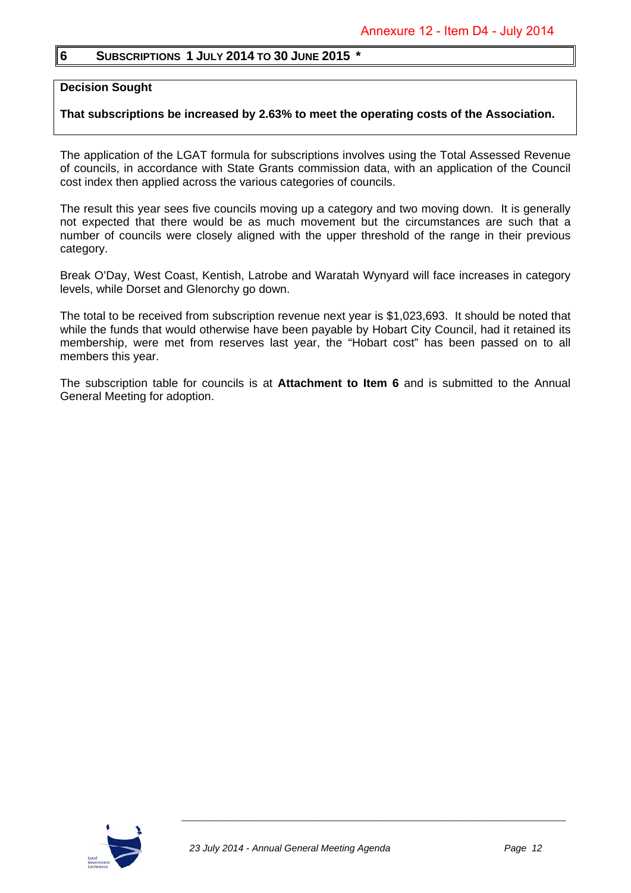Annexure 12 - Item D4 - July 2014

## 6 SUBSCRIPTIONS 1 JULY 2014 TO 30 JUNE 2015 *

**Decision Sought**

**That subscriptions be increased by 2.63% to meet the operating costs of the Association.**

The application of the LGAT formula for subscriptions involves using the Total Assessed Revenue of councils, in accordance with State Grants commission data, with an application of the Council cost index then applied across the various categories of councils.

The result this year sees five councils moving up a category and two moving down. It is generally not expected that there would be as much movement but the circumstances are such that a number of councils were closely aligned with the upper threshold of the range in their previous category.

Break O'Day, West Coast, Kentish, Latrobe and Waratah Wynyard will face increases in category levels, while Dorset and Glenorchy go down.

The total to be received from subscription revenue next year is $1,023,693. It should be noted that while the funds that would otherwise have been payable by Hobart City Council, had it retained its membership, were met from reserves last year, the "Hobart cost" has been passed on to all members this year.

The subscription table for councils is at **Attachment to Item 6** and is submitted to the Annual General Meeting for adoption.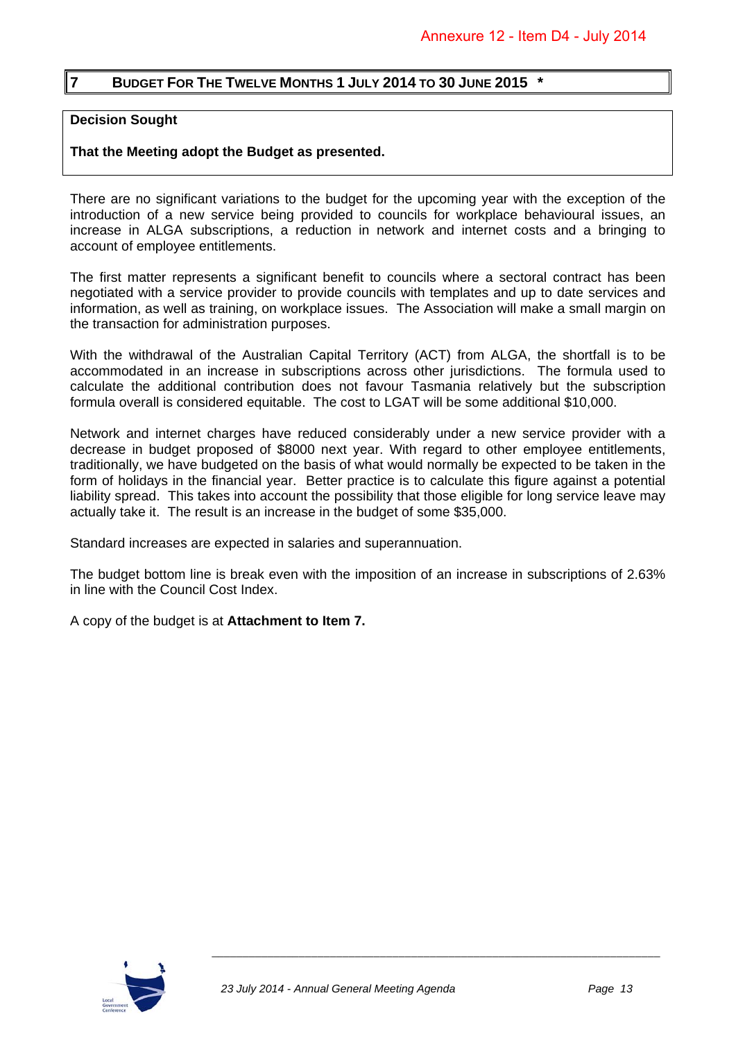## 7 BUDGET FOR THE TWELVE MONTHS 1 JULY 2014 TO 30 JUNE 2015 *

**Decision Sought**

**That the Meeting adopt the Budget as presented.**

There are no significant variations to the budget for the upcoming year with the exception of the introduction of a new service being provided to councils for workplace behavioural issues, an increase in ALGA subscriptions, a reduction in network and internet costs and a bringing to account of employee entitlements.

The first matter represents a significant benefit to councils where a sectoral contract has been negotiated with a service provider to provide councils with templates and up to date services and information, as well as training, on workplace issues. The Association will make a small margin on the transaction for administration purposes.

With the withdrawal of the Australian Capital Territory (ACT) from ALGA, the shortfall is to be accommodated in an increase in subscriptions across other jurisdictions. The formula used to calculate the additional contribution does not favour Tasmania relatively but the subscription formula overall is considered equitable. The cost to LGAT will be some additional $10,000.

Network and internet charges have reduced considerably under a new service provider with a decrease in budget proposed of $8000 next year. With regard to other employee entitlements, traditionally, we have budgeted on the basis of what would normally be expected to be taken in the form of holidays in the financial year. Better practice is to calculate this figure against a potential liability spread. This takes into account the possibility that those eligible for long service leave may actually take it. The result is an increase in the budget of some $35,000.

Standard increases are expected in salaries and superannuation.

The budget bottom line is break even with the imposition of an increase in subscriptions of 2.63% in line with the Council Cost Index.

A copy of the budget is at **Attachment to Item 7.**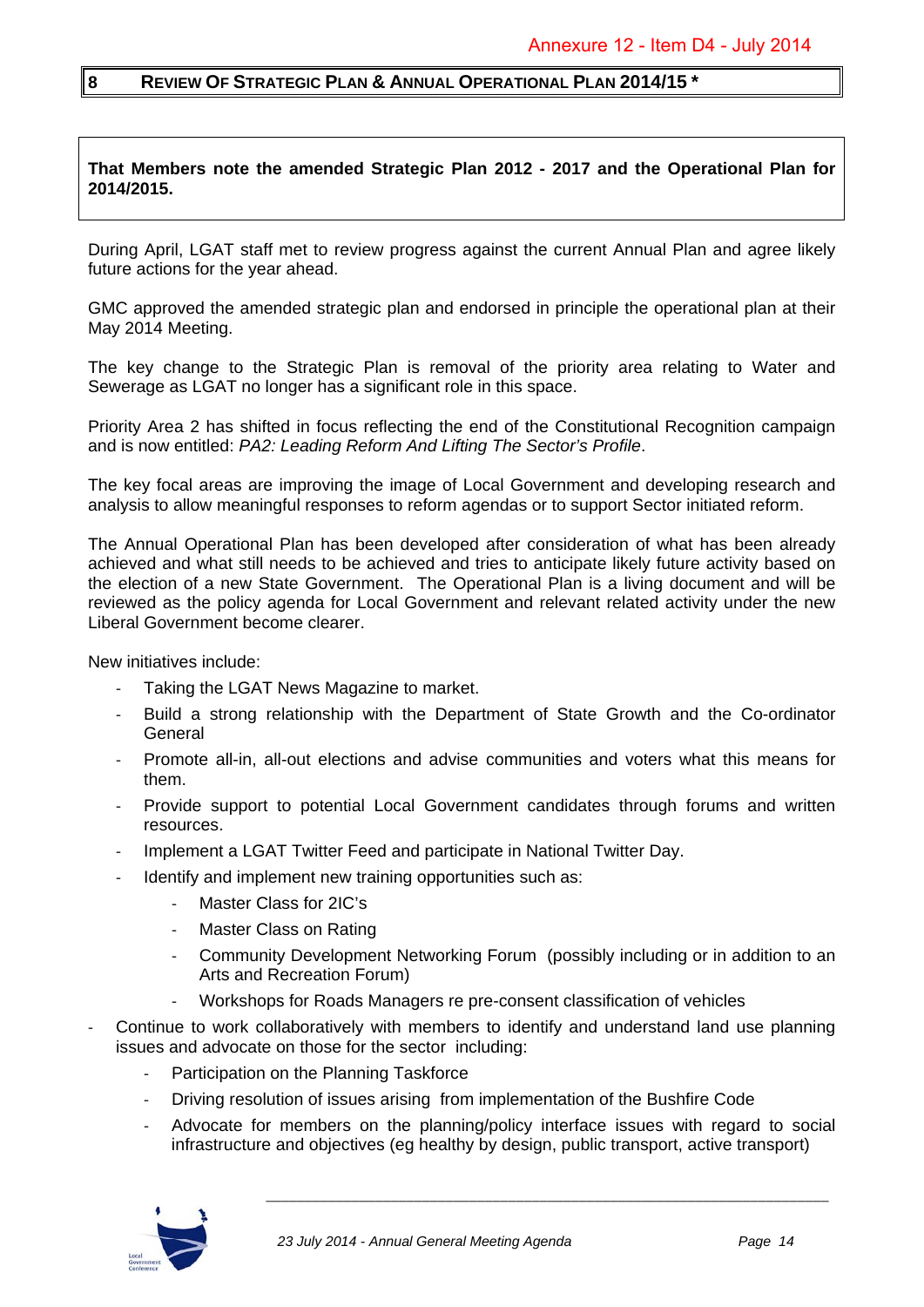Annexure 12 - Item D4 - July 2014

## 8 REVIEW OF STRATEGIC PLAN & ANNUAL OPERATIONAL PLAN 2014/15 *

**That Members note the amended Strategic Plan 2012 - 2017 and the Operational Plan for 2014/2015.**

During April, LGAT staff met to review progress against the current Annual Plan and agree likely future actions for the year ahead.

GMC approved the amended strategic plan and endorsed in principle the operational plan at their May 2014 Meeting.

The key change to the Strategic Plan is removal of the priority area relating to Water and Sewerage as LGAT no longer has a significant role in this space.

Priority Area 2 has shifted in focus reflecting the end of the Constitutional Recognition campaign and is now entitled: *PA2: Leading Reform And Lifting The Sector's Profile*.

The key focal areas are improving the image of Local Government and developing research and analysis to allow meaningful responses to reform agendas or to support Sector initiated reform.

The Annual Operational Plan has been developed after consideration of what has been already achieved and what still needs to be achieved and tries to anticipate likely future activity based on the election of a new State Government. The Operational Plan is a living document and will be reviewed as the policy agenda for Local Government and relevant related activity under the new Liberal Government become clearer.

New initiatives include:

- Taking the LGAT News Magazine to market.
- Build a strong relationship with the Department of State Growth and the Co-ordinator General
- Promote all-in, all-out elections and advise communities and voters what this means for them.
- Provide support to potential Local Government candidates through forums and written resources.
- Implement a LGAT Twitter Feed and participate in National Twitter Day.
- Identify and implement new training opportunities such as:
  - Master Class for 2IC's
  - Master Class on Rating
  - Community Development Networking Forum (possibly including or in addition to an Arts and Recreation Forum)
  - Workshops for Roads Managers re pre-consent classification of vehicles
- Continue to work collaboratively with members to identify and understand land use planning issues and advocate on those for the sector including:
  - Participation on the Planning Taskforce
  - Driving resolution of issues arising from implementation of the Bushfire Code
  - Advocate for members on the planning/policy interface issues with regard to social infrastructure and objectives (eg healthy by design, public transport, active transport)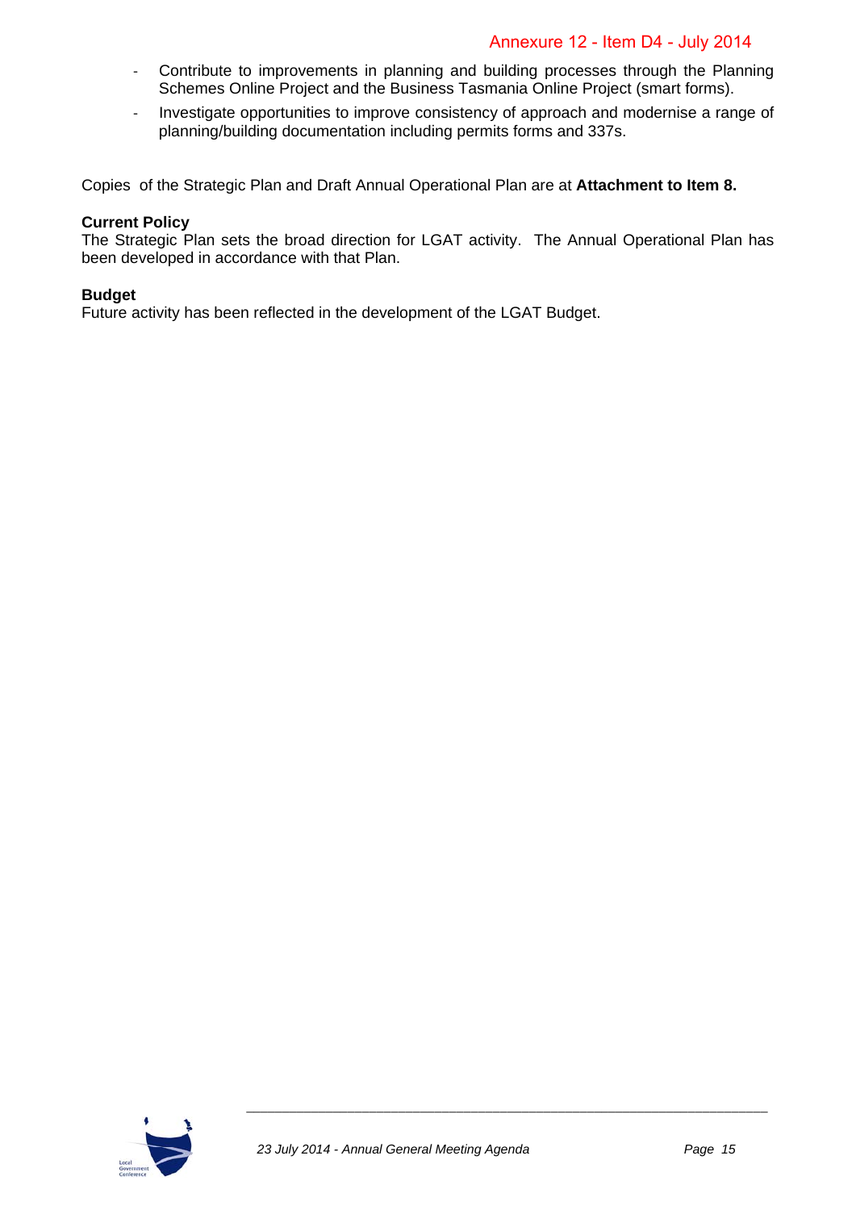- Contribute to improvements in planning and building processes through the Planning Schemes Online Project and the Business Tasmania Online Project (smart forms).
- Investigate opportunities to improve consistency of approach and modernise a range of planning/building documentation including permits forms and 337s.

Copies of the Strategic Plan and Draft Annual Operational Plan are at **Attachment to Item 8.**

**Current Policy**

The Strategic Plan sets the broad direction for LGAT activity. The Annual Operational Plan has been developed in accordance with that Plan.

**Budget**

Future activity has been reflected in the development of the LGAT Budget.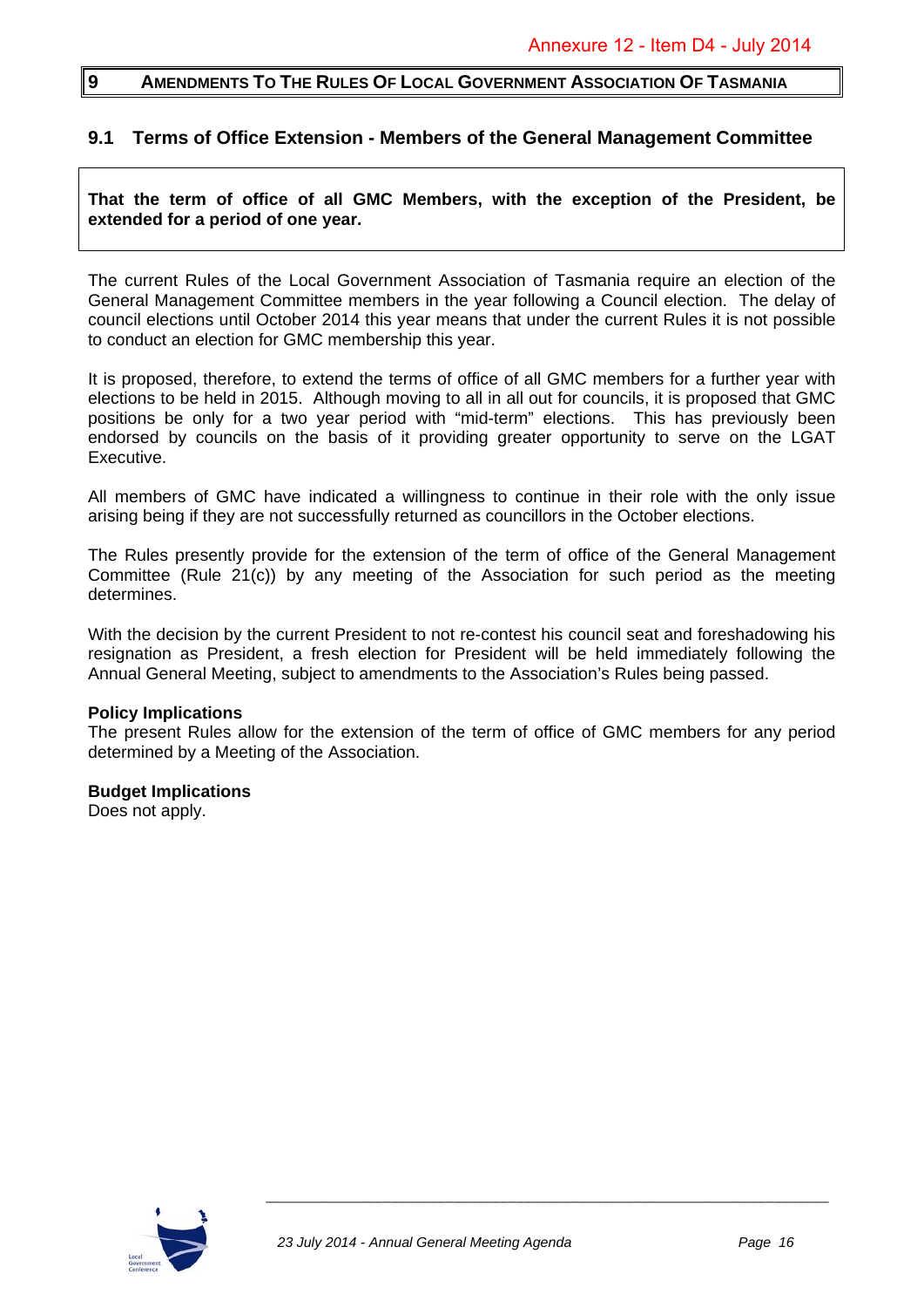Annexure 12 - Item D4 - July 2014

## 9 AMENDMENTS TO THE RULES OF LOCAL GOVERNMENT ASSOCIATION OF TASMANIA

### 9.1 Terms of Office Extension - Members of the General Management Committee

**That the term of office of all GMC Members, with the exception of the President, be extended for a period of one year.**

The current Rules of the Local Government Association of Tasmania require an election of the General Management Committee members in the year following a Council election. The delay of council elections until October 2014 this year means that under the current Rules it is not possible to conduct an election for GMC membership this year.

It is proposed, therefore, to extend the terms of office of all GMC members for a further year with elections to be held in 2015. Although moving to all in all out for councils, it is proposed that GMC positions be only for a two year period with "mid-term" elections. This has previously been endorsed by councils on the basis of it providing greater opportunity to serve on the LGAT Executive.

All members of GMC have indicated a willingness to continue in their role with the only issue arising being if they are not successfully returned as councillors in the October elections.

The Rules presently provide for the extension of the term of office of the General Management Committee (Rule 21(c)) by any meeting of the Association for such period as the meeting determines.

With the decision by the current President to not re-contest his council seat and foreshadowing his resignation as President, a fresh election for President will be held immediately following the Annual General Meeting, subject to amendments to the Association's Rules being passed.

**Policy Implications**
The present Rules allow for the extension of the term of office of GMC members for any period determined by a Meeting of the Association.

**Budget Implications**
Does not apply.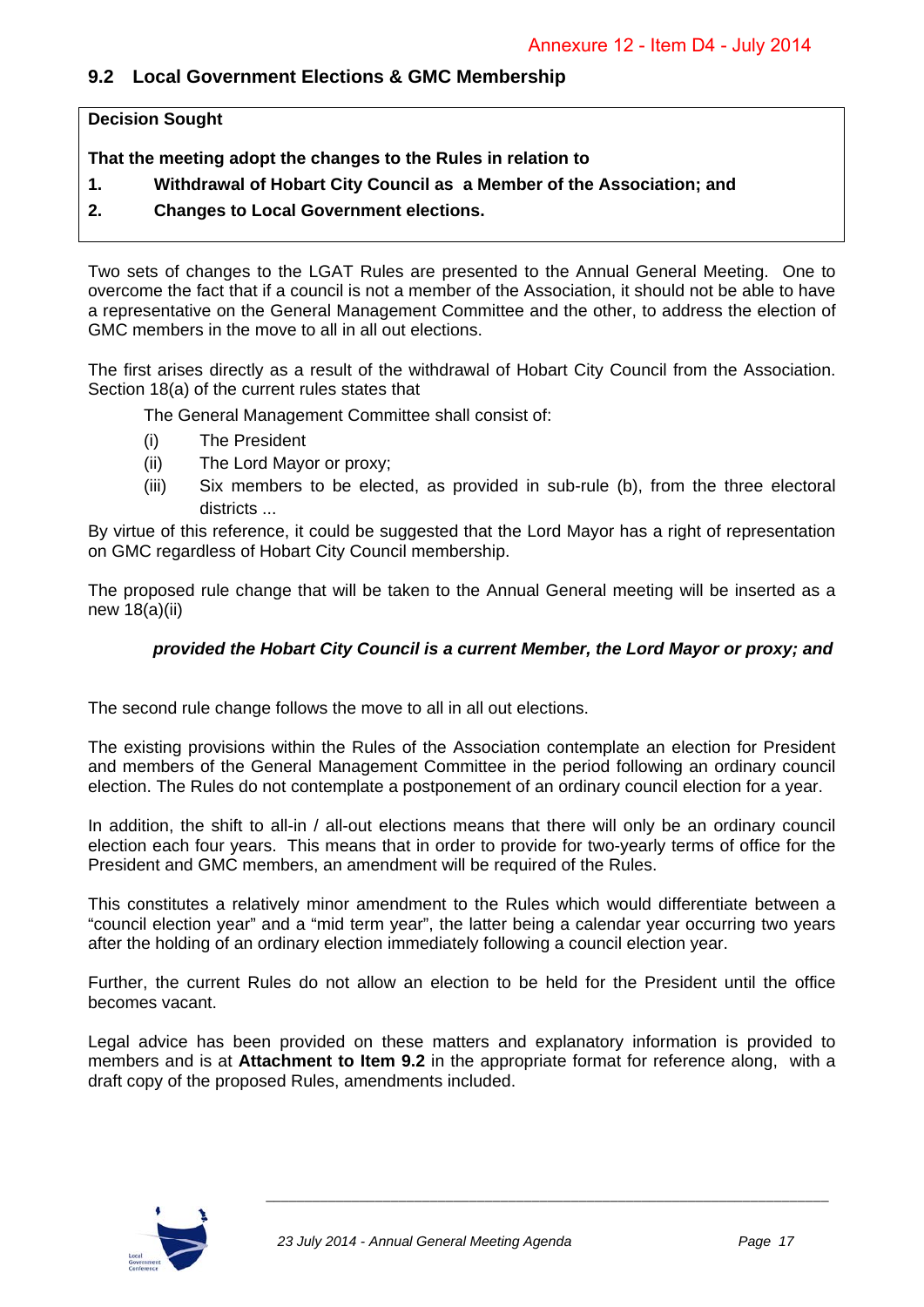## 9.2 Local Government Elections & GMC Membership

**Decision Sought**

**That the meeting adopt the changes to the Rules in relation to**

**1. Withdrawal of Hobart City Council as a Member of the Association; and**

**2. Changes to Local Government elections.**

Two sets of changes to the LGAT Rules are presented to the Annual General Meeting. One to overcome the fact that if a council is not a member of the Association, it should not be able to have a representative on the General Management Committee and the other, to address the election of GMC members in the move to all in all out elections.

The first arises directly as a result of the withdrawal of Hobart City Council from the Association. Section 18(a) of the current rules states that

The General Management Committee shall consist of:

- (i) The President
- (ii) The Lord Mayor or proxy;
- (iii) Six members to be elected, as provided in sub-rule (b), from the three electoral districts ...

By virtue of this reference, it could be suggested that the Lord Mayor has a right of representation on GMC regardless of Hobart City Council membership.

The proposed rule change that will be taken to the Annual General meeting will be inserted as a new 18(a)(ii)

***provided the Hobart City Council is a current Member, the Lord Mayor or proxy; and***

The second rule change follows the move to all in all out elections.

The existing provisions within the Rules of the Association contemplate an election for President and members of the General Management Committee in the period following an ordinary council election. The Rules do not contemplate a postponement of an ordinary council election for a year.

In addition, the shift to all-in / all-out elections means that there will only be an ordinary council election each four years. This means that in order to provide for two-yearly terms of office for the President and GMC members, an amendment will be required of the Rules.

This constitutes a relatively minor amendment to the Rules which would differentiate between a "council election year" and a "mid term year", the latter being a calendar year occurring two years after the holding of an ordinary election immediately following a council election year.

Further, the current Rules do not allow an election to be held for the President until the office becomes vacant.

Legal advice has been provided on these matters and explanatory information is provided to members and is at **Attachment to Item 9.2** in the appropriate format for reference along, with a draft copy of the proposed Rules, amendments included.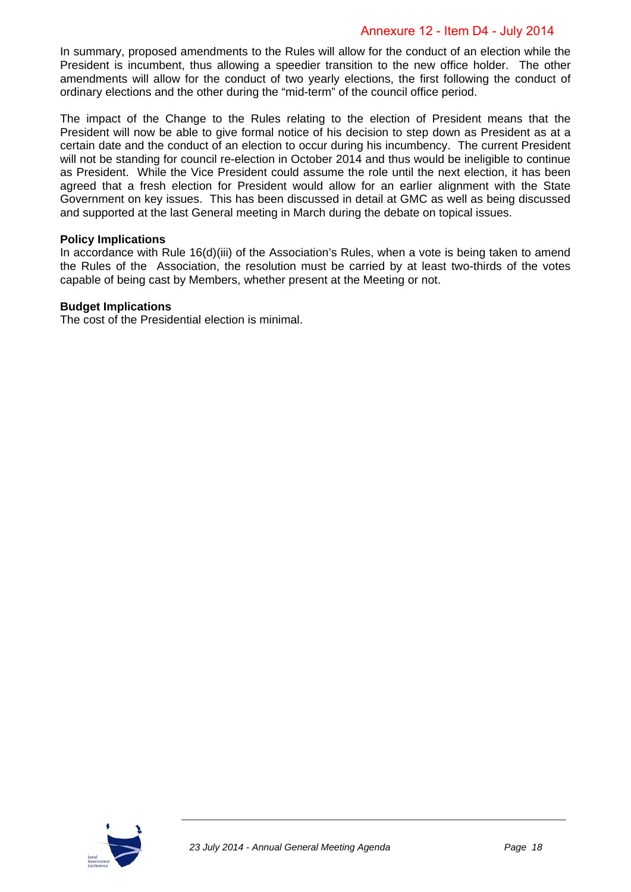In summary, proposed amendments to the Rules will allow for the conduct of an election while the President is incumbent, thus allowing a speedier transition to the new office holder. The other amendments will allow for the conduct of two yearly elections, the first following the conduct of ordinary elections and the other during the “mid-term” of the council office period.

The impact of the Change to the Rules relating to the election of President means that the President will now be able to give formal notice of his decision to step down as President as at a certain date and the conduct of an election to occur during his incumbency. The current President will not be standing for council re-election in October 2014 and thus would be ineligible to continue as President. While the Vice President could assume the role until the next election, it has been agreed that a fresh election for President would allow for an earlier alignment with the State Government on key issues. This has been discussed in detail at GMC as well as being discussed and supported at the last General meeting in March during the debate on topical issues.

**Policy Implications**
In accordance with Rule 16(d)(iii) of the Association’s Rules, when a vote is being taken to amend the Rules of the Association, the resolution must be carried by at least two-thirds of the votes capable of being cast by Members, whether present at the Meeting or not.

**Budget Implications**
The cost of the Presidential election is minimal.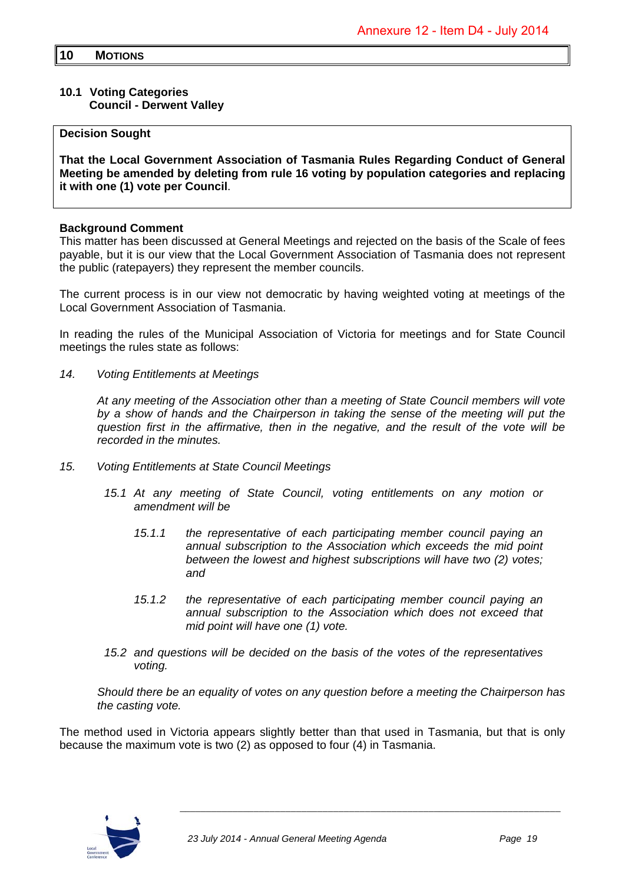## 10 MOTIONS

### 10.1 Voting Categories
### Council - Derwent Valley

**Decision Sought**

**That the Local Government Association of Tasmania Rules Regarding Conduct of General Meeting be amended by deleting from rule 16 voting by population categories and replacing it with one (1) vote per Council**.

**Background Comment**

This matter has been discussed at General Meetings and rejected on the basis of the Scale of fees payable, but it is our view that the Local Government Association of Tasmania does not represent the public (ratepayers) they represent the member councils.

The current process is in our view not democratic by having weighted voting at meetings of the Local Government Association of Tasmania.

In reading the rules of the Municipal Association of Victoria for meetings and for State Council meetings the rules state as follows:

*14. Voting Entitlements at Meetings*

*At any meeting of the Association other than a meeting of State Council members will vote by a show of hands and the Chairperson in taking the sense of the meeting will put the question first in the affirmative, then in the negative, and the result of the vote will be recorded in the minutes.*

*15. Voting Entitlements at State Council Meetings*

*15.1 At any meeting of State Council, voting entitlements on any motion or amendment will be*

*15.1.1 the representative of each participating member council paying an annual subscription to the Association which exceeds the mid point between the lowest and highest subscriptions will have two (2) votes; and*

*15.1.2 the representative of each participating member council paying an annual subscription to the Association which does not exceed that mid point will have one (1) vote.*

*15.2 and questions will be decided on the basis of the votes of the representatives voting.*

*Should there be an equality of votes on any question before a meeting the Chairperson has the casting vote.*

The method used in Victoria appears slightly better than that used in Tasmania, but that is only because the maximum vote is two (2) as opposed to four (4) in Tasmania.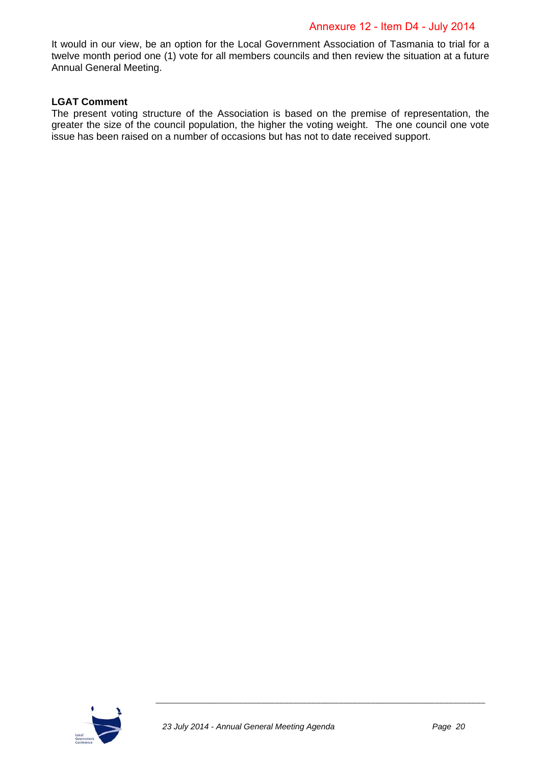It would in our view, be an option for the Local Government Association of Tasmania to trial for a twelve month period one (1) vote for all members councils and then review the situation at a future Annual General Meeting.

**LGAT Comment**

The present voting structure of the Association is based on the premise of representation, the greater the size of the council population, the higher the voting weight. The one council one vote issue has been raised on a number of occasions but has not to date received support.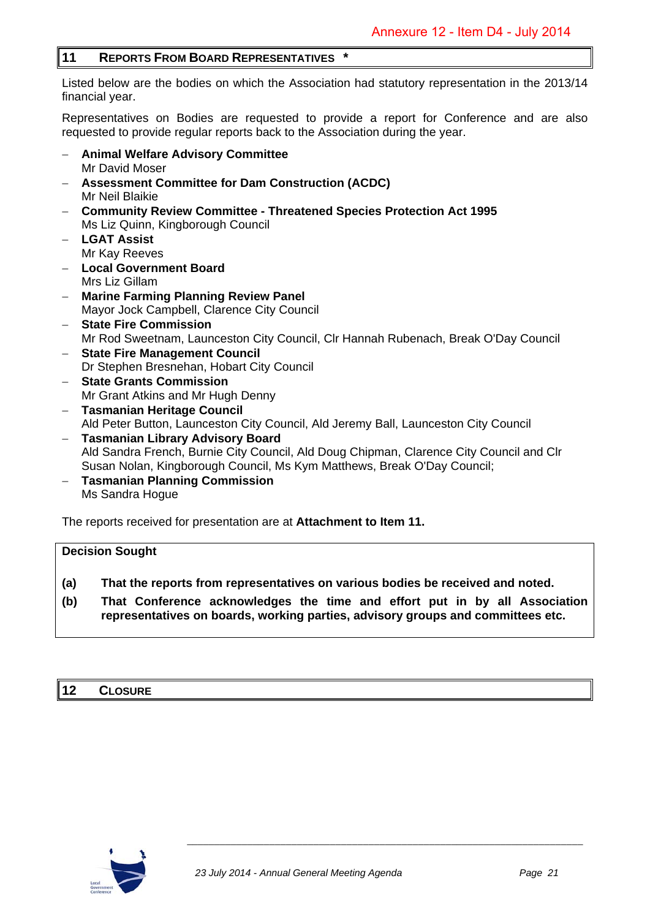## 11 REPORTS FROM BOARD REPRESENTATIVES *

Listed below are the bodies on which the Association had statutory representation in the 2013/14 financial year.

Representatives on Bodies are requested to provide a report for Conference and are also requested to provide regular reports back to the Association during the year.

- **Animal Welfare Advisory Committee**
  Mr David Moser
- **Assessment Committee for Dam Construction (ACDC)**
  Mr Neil Blaikie
- **Community Review Committee - Threatened Species Protection Act 1995**
  Ms Liz Quinn, Kingborough Council
- **LGAT Assist**
  Mr Kay Reeves
- **Local Government Board**
  Mrs Liz Gillam
- **Marine Farming Planning Review Panel**
  Mayor Jock Campbell, Clarence City Council
- **State Fire Commission**
  Mr Rod Sweetnam, Launceston City Council, Clr Hannah Rubenach, Break O'Day Council
- **State Fire Management Council**
  Dr Stephen Bresnehan, Hobart City Council
- **State Grants Commission**
  Mr Grant Atkins and Mr Hugh Denny
- **Tasmanian Heritage Council**
  Ald Peter Button, Launceston City Council, Ald Jeremy Ball, Launceston City Council
- **Tasmanian Library Advisory Board**
  Ald Sandra French, Burnie City Council, Ald Doug Chipman, Clarence City Council and Clr Susan Nolan, Kingborough Council, Ms Kym Matthews, Break O'Day Council;
- **Tasmanian Planning Commission**
  Ms Sandra Hogue

The reports received for presentation are at **Attachment to Item 11.**

**Decision Sought**

**(a) That the reports from representatives on various bodies be received and noted.**

**(b) That Conference acknowledges the time and effort put in by all Association representatives on boards, working parties, advisory groups and committees etc.**

## 12 CLOSURE